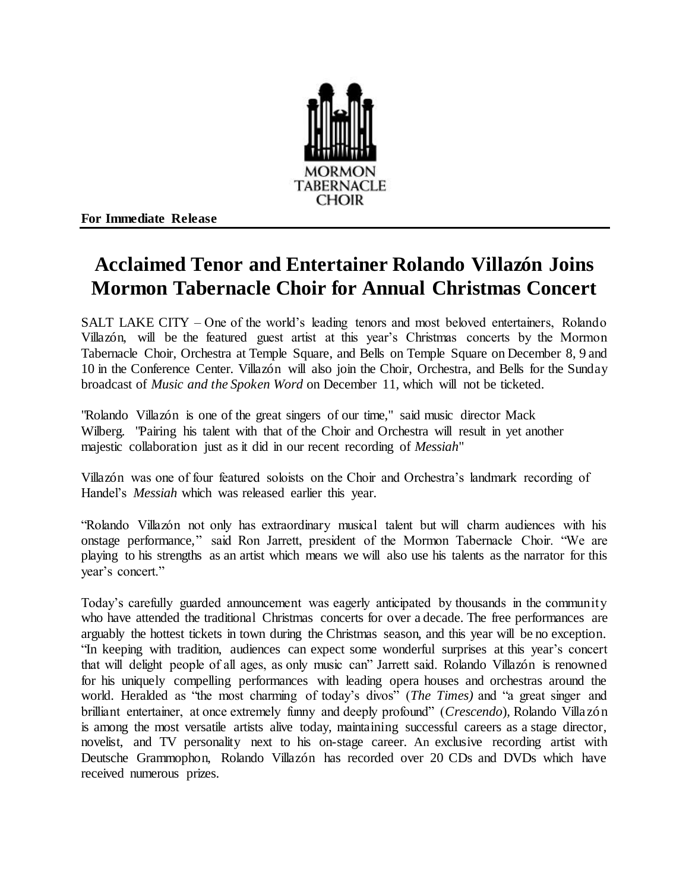MORMON TABERNACLE CHOIR

**For Immediate Release**

# Acclaimed Tenor and Entertainer Rolando Villazón Joins Mormon Tabernacle Choir for Annual Christmas Concert

SALT LAKE CITY – One of the world's leading tenors and most beloved entertainers, Rolando Villazón, will be the featured guest artist at this year's Christmas concerts by the Mormon Tabernacle Choir, Orchestra at Temple Square, and Bells on Temple Square on December 8, 9 and 10 in the Conference Center. Villazón will also join the Choir, Orchestra, and Bells for the Sunday broadcast of *Music and the Spoken Word* on December 11, which will not be ticketed.

"Rolando Villazón is one of the great singers of our time," said music director Mack Wilberg. "Pairing his talent with that of the Choir and Orchestra will result in yet another majestic collaboration just as it did in our recent recording of *Messiah*"

Villazón was one of four featured soloists on the Choir and Orchestra's landmark recording of Handel's *Messiah* which was released earlier this year.

"Rolando Villazón not only has extraordinary musical talent but will charm audiences with his onstage performance," said Ron Jarrett, president of the Mormon Tabernacle Choir. "We are playing to his strengths as an artist which means we will also use his talents as the narrator for this year's concert."

Today's carefully guarded announcement was eagerly anticipated by thousands in the community who have attended the traditional Christmas concerts for over a decade. The free performances are arguably the hottest tickets in town during the Christmas season, and this year will be no exception. "In keeping with tradition, audiences can expect some wonderful surprises at this year's concert that will delight people of all ages, as only music can" Jarrett said. Rolando Villazón is renowned for his uniquely compelling performances with leading opera houses and orchestras around the world. Heralded as "the most charming of today's divos" (*The Times)* and "a great singer and brilliant entertainer, at once extremely funny and deeply profound" (*Crescendo*), Rolando Villazón is among the most versatile artists alive today, maintaining successful careers as a stage director, novelist, and TV personality next to his on-stage career. An exclusive recording artist with Deutsche Grammophon, Rolando Villazón has recorded over 20 CDs and DVDs which have received numerous prizes.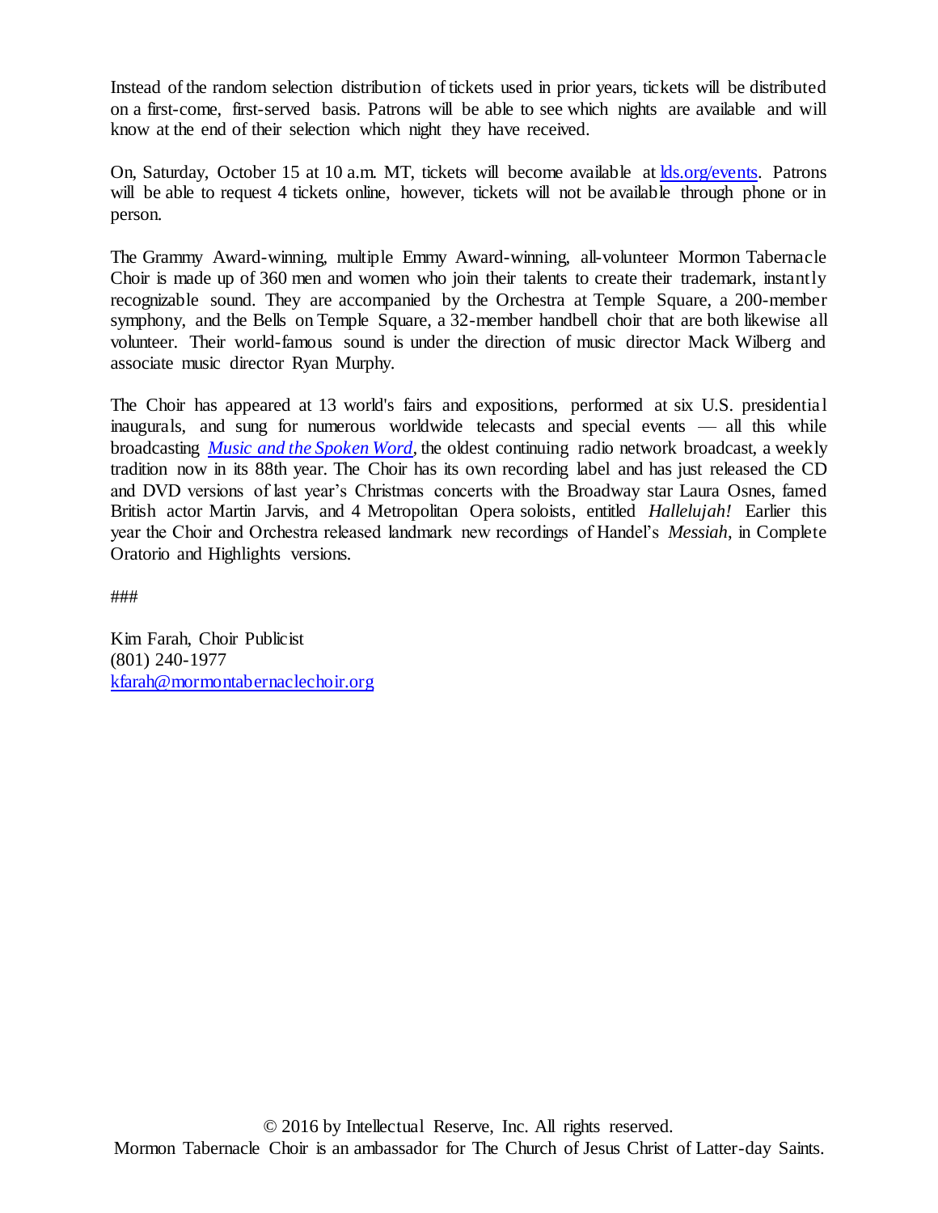Instead of the random selection distribution of tickets used in prior years, tickets will be distributed on a first-come, first-served basis. Patrons will be able to see which nights are available and will know at the end of their selection which night they have received.

On, Saturday, October 15 at 10 a.m. MT, tickets will become available at [lds.org/events](lds.org/events). Patrons will be able to request 4 tickets online, however, tickets will not be available through phone or in person.

The Grammy Award-winning, multiple Emmy Award-winning, all-volunteer Mormon Tabernacle Choir is made up of 360 men and women who join their talents to create their trademark, instantly recognizable sound. They are accompanied by the Orchestra at Temple Square, a 200-member symphony, and the Bells on Temple Square, a 32-member handbell choir that are both likewise all volunteer. Their world-famous sound is under the direction of music director Mack Wilberg and associate music director Ryan Murphy.

The Choir has appeared at 13 world's fairs and expositions, performed at six U.S. presidential inaugurals, and sung for numerous worldwide telecasts and special events — all this while broadcasting ***Music and the Spoken Word***, the oldest continuing radio network broadcast, a weekly tradition now in its 88th year. The Choir has its own recording label and has just released the CD and DVD versions of last year's Christmas concerts with the Broadway star Laura Osnes, famed British actor Martin Jarvis, and 4 Metropolitan Opera soloists, entitled *Hallelujah!* Earlier this year the Choir and Orchestra released landmark new recordings of Handel's *Messiah*, in Complete Oratorio and Highlights versions.

###

Kim Farah, Choir Publicist
(801) 240-1977
[kfarah@mormontabernaclechoir.org](mailto:kfarah@mormontabernaclechoir.org)

© 2016 by Intellectual Reserve, Inc. All rights reserved.
Mormon Tabernacle Choir is an ambassador for The Church of Jesus Christ of Latter-day Saints.